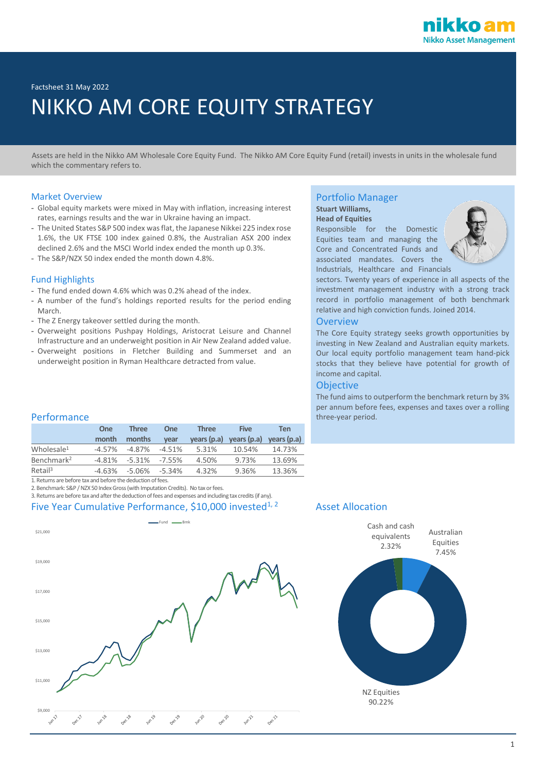Factsheet 31 May 2022

# NIKKO AM CORE EQUITY STRATEGY

Assets are held in the Nikko AM Wholesale Core Equity Fund. The Nikko AM Core Equity Fund (retail) invests in units in the wholesale fund which the commentary refers to.

## Market Overview

- Global equity markets were mixed in May with inflation, increasing interest rates, earnings results and the war in Ukraine having an impact.
- The United States S&P 500 index was flat, the Japanese Nikkei 225 index rose 1.6%, the UK FTSE 100 index gained 0.8%, the Australian ASX 200 index declined 2.6% and the MSCI World index ended the month up 0.3%.
- The S&P/NZX 50 index ended the month down 4.8%.

## Fund Highlights

- The fund ended down 4.6% which was 0.2% ahead of the index.
- A number of the fund's holdings reported results for the period ending March.
- The Z Energy takeover settled during the month.
- Overweight positions Pushpay Holdings, Aristocrat Leisure and Channel Infrastructure and an underweight position in Air New Zealand added value.
- Overweight positions in Fletcher Building and Summerset and an underweight position in Ryman Healthcare detracted from value.

## Performance

| | One month | Three months | One year | Three years (p.a) | Five years (p.a) | Ten years (p.a) |
|---|---|---|---|---|---|---|
| Wholesale[1] | -4.57% | -4.87% | -4.51% | 5.31% | 10.54% | 14.73% |
| Benchmark[2] | -4.81% | -5.31% | -7.55% | 4.50% | 9.73% | 13.69% |
| Retail[3] | -4.63% | -5.06% | -5.34% | 4.32% | 9.36% | 13.36% |

1. Returns are before tax and before the deduction of fees.
2. Benchmark: S&P / NZX 50 Index Gross (with Imputation Credits). No tax or fees.
3. Returns are before tax and after the deduction of fees and expenses and including tax credits (if any).

## Five Year Cumulative Performance, $10,000 invested[1, 2]

## Portfolio Manager

**Stuart Williams,**
**Head of Equities**

Responsible for the Domestic Equities team and managing the Core and Concentrated Funds and associated mandates. Covers the Industrials, Healthcare and Financials sectors. Twenty years of experience in all aspects of the investment management industry with a strong track record in portfolio management of both benchmark relative and high conviction funds. Joined 2014.

## Overview

The Core Equity strategy seeks growth opportunities by investing in New Zealand and Australian equity markets. Our local equity portfolio management team hand-pick stocks that they believe have potential for growth of income and capital.

## Objective

The fund aims to outperform the benchmark return by 3% per annum before fees, expenses and taxes over a rolling three-year period.

## Asset Allocation

- Cash and cash equivalents 2.32%
- Australian Equities 7.45%
- NZ Equities 90.22%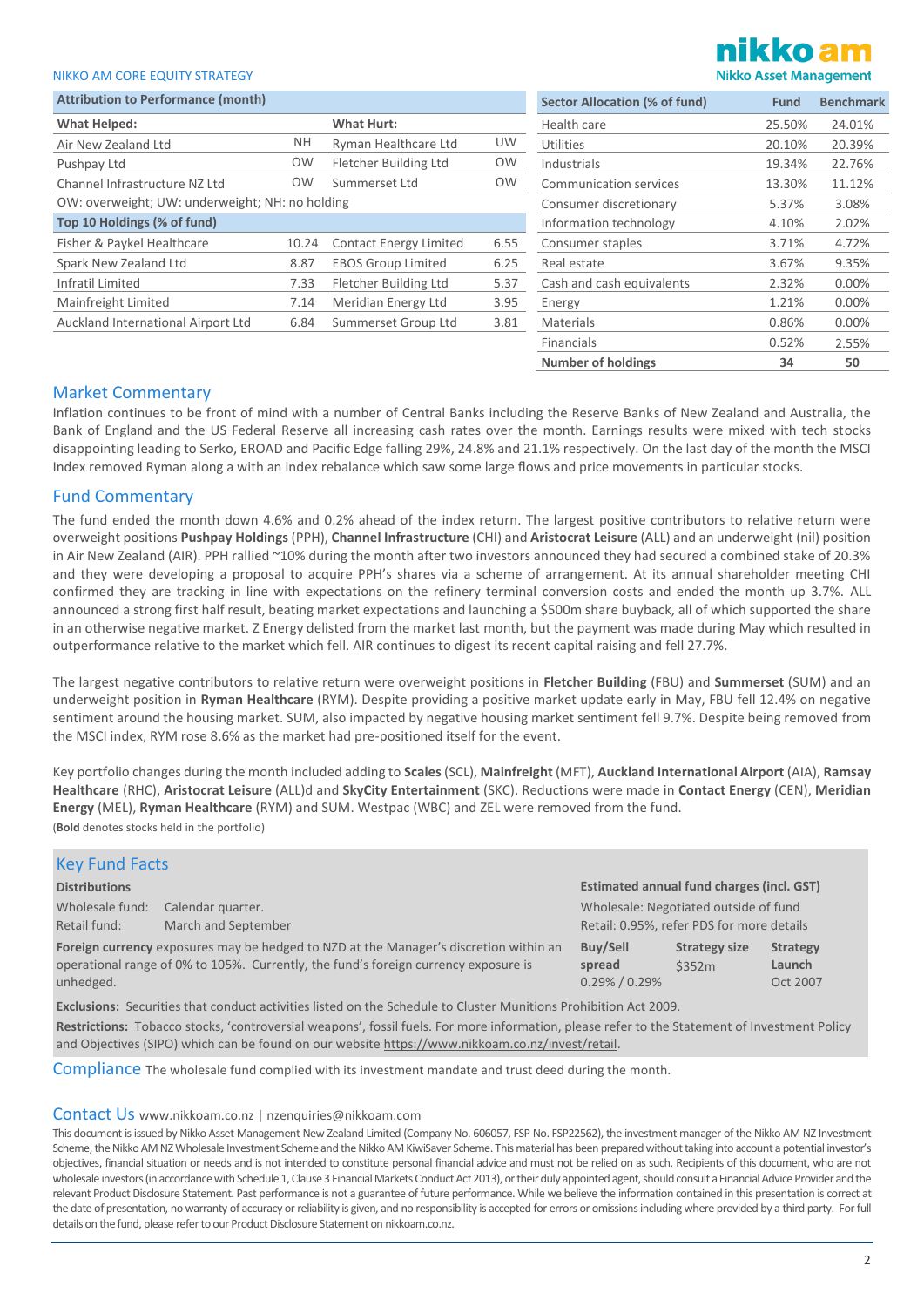NIKKO AM CORE EQUITY STRATEGY

| Attribution to Performance (month) | | | |
|---|---|---|---|
| **What Helped:** | | **What Hurt:** | |
| Air New Zealand Ltd | NH | Ryman Healthcare Ltd | UW |
| Pushpay Ltd | OW | Fletcher Building Ltd | OW |
| Channel Infrastructure NZ Ltd | OW | Summerset Ltd | OW |
| OW: overweight; UW: underweight; NH: no holding | | | |

| Top 10 Holdings (% of fund) | | | |
|---|---|---|---|
| Fisher & Paykel Healthcare | 10.24 | Contact Energy Limited | 6.55 |
| Spark New Zealand Ltd | 8.87 | EBOS Group Limited | 6.25 |
| Infratil Limited | 7.33 | Fletcher Building Ltd | 5.37 |
| Mainfreight Limited | 7.14 | Meridian Energy Ltd | 3.95 |
| Auckland International Airport Ltd | 6.84 | Summerset Group Ltd | 3.81 |

| Sector Allocation (% of fund) | Fund | Benchmark |
|---|---|---|
| Health care | 25.50% | 24.01% |
| Utilities | 20.10% | 20.39% |
| Industrials | 19.34% | 22.76% |
| Communication services | 13.30% | 11.12% |
| Consumer discretionary | 5.37% | 3.08% |
| Information technology | 4.10% | 2.02% |
| Consumer staples | 3.71% | 4.72% |
| Real estate | 3.67% | 9.35% |
| Cash and cash equivalents | 2.32% | 0.00% |
| Energy | 1.21% | 0.00% |
| Materials | 0.86% | 0.00% |
| Financials | 0.52% | 2.55% |
| **Number of holdings** | **34** | **50** |

## Market Commentary

Inflation continues to be front of mind with a number of Central Banks including the Reserve Banks of New Zealand and Australia, the Bank of England and the US Federal Reserve all increasing cash rates over the month. Earnings results were mixed with tech stocks disappointing leading to Serko, EROAD and Pacific Edge falling 29%, 24.8% and 21.1% respectively. On the last day of the month the MSCI Index removed Ryman along a with an index rebalance which saw some large flows and price movements in particular stocks.

## Fund Commentary

The fund ended the month down 4.6% and 0.2% ahead of the index return. The largest positive contributors to relative return were overweight positions **Pushpay Holdings** (PPH), **Channel Infrastructure** (CHI) and **Aristocrat Leisure** (ALL) and an underweight (nil) position in Air New Zealand (AIR). PPH rallied ~10% during the month after two investors announced they had secured a combined stake of 20.3% and they were developing a proposal to acquire PPH's shares via a scheme of arrangement. At its annual shareholder meeting CHI confirmed they are tracking in line with expectations on the refinery terminal conversion costs and ended the month up 3.7%. ALL announced a strong first half result, beating market expectations and launching a $500m share buyback, all of which supported the share in an otherwise negative market. Z Energy delisted from the market last month, but the payment was made during May which resulted in outperformance relative to the market which fell. AIR continues to digest its recent capital raising and fell 27.7%.

The largest negative contributors to relative return were overweight positions in **Fletcher Building** (FBU) and **Summerset** (SUM) and an underweight position in **Ryman Healthcare** (RYM). Despite providing a positive market update early in May, FBU fell 12.4% on negative sentiment around the housing market. SUM, also impacted by negative housing market sentiment fell 9.7%. Despite being removed from the MSCI index, RYM rose 8.6% as the market had pre-positioned itself for the event.

Key portfolio changes during the month included adding to **Scales** (SCL), **Mainfreight** (MFT), **Auckland International Airport** (AIA), **Ramsay Healthcare** (RHC), **Aristocrat Leisure** (ALL)d and **SkyCity Entertainment** (SKC). Reductions were made in **Contact Energy** (CEN), **Meridian Energy** (MEL), **Ryman Healthcare** (RYM) and SUM. Westpac (WBC) and ZEL were removed from the fund.

(**Bold** denotes stocks held in the portfolio)

## Key Fund Facts

**Distributions**

Wholesale fund: Calendar quarter.
Retail fund: March and September

**Estimated annual fund charges (incl. GST)**

Wholesale: Negotiated outside of fund
Retail: 0.95%, refer PDS for more details

**Foreign currency** exposures may be hedged to NZD at the Manager's discretion within an operational range of 0% to 105%. Currently, the fund's foreign currency exposure is unhedged.

| Buy/Sell spread | Strategy size | Strategy Launch |
|---|---|---|
| 0.29% / 0.29% | $352m | Oct 2007 |

**Exclusions:** Securities that conduct activities listed on the Schedule to Cluster Munitions Prohibition Act 2009.

**Restrictions:** Tobacco stocks, 'controversial weapons', fossil fuels. For more information, please refer to the Statement of Investment Policy and Objectives (SIPO) which can be found on our website https://www.nikkoam.co.nz/invest/retail.

## Compliance

The wholesale fund complied with its investment mandate and trust deed during the month.

## Contact Us

www.nikkoam.co.nz | nzenquiries@nikkoam.com

This document is issued by Nikko Asset Management New Zealand Limited (Company No. 606057, FSP No. FSP22562), the investment manager of the Nikko AM NZ Investment Scheme, the Nikko AM NZ Wholesale Investment Scheme and the Nikko AM KiwiSaver Scheme. This material has been prepared without taking into account a potential investor's objectives, financial situation or needs and is not intended to constitute personal financial advice and must not be relied on as such. Recipients of this document, who are not wholesale investors (in accordance with Schedule 1, Clause 3 Financial Markets Conduct Act 2013), or their duly appointed agent, should consult a Financial Advice Provider and the relevant Product Disclosure Statement. Past performance is not a guarantee of future performance. While we believe the information contained in this presentation is correct at the date of presentation, no warranty of accuracy or reliability is given, and no responsibility is accepted for errors or omissions including where provided by a third party. For full details on the fund, please refer to our Product Disclosure Statement on nikkoam.co.nz.